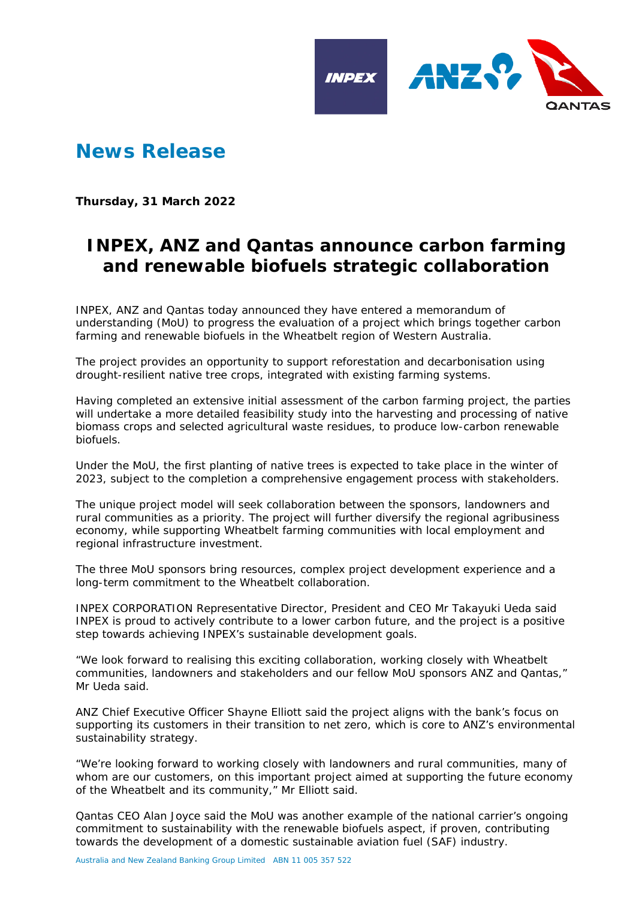# News Release

**Thursday, 31 March 2022**

## INPEX, ANZ and Qantas announce carbon farming and renewable biofuels strategic collaboration

INPEX, ANZ and Qantas today announced they have entered a memorandum of understanding (MoU) to progress the evaluation of a project which brings together carbon farming and renewable biofuels in the Wheatbelt region of Western Australia.

The project provides an opportunity to support reforestation and decarbonisation using drought-resilient native tree crops, integrated with existing farming systems.

Having completed an extensive initial assessment of the carbon farming project, the parties will undertake a more detailed feasibility study into the harvesting and processing of native biomass crops and selected agricultural waste residues, to produce low-carbon renewable biofuels.

Under the MoU, the first planting of native trees is expected to take place in the winter of 2023, subject to the completion a comprehensive engagement process with stakeholders.

The unique project model will seek collaboration between the sponsors, landowners and rural communities as a priority. The project will further diversify the regional agribusiness economy, while supporting Wheatbelt farming communities with local employment and regional infrastructure investment.

The three MoU sponsors bring resources, complex project development experience and a long-term commitment to the Wheatbelt collaboration.

INPEX CORPORATION Representative Director, President and CEO Mr Takayuki Ueda said INPEX is proud to actively contribute to a lower carbon future, and the project is a positive step towards achieving INPEX's sustainable development goals.

"We look forward to realising this exciting collaboration, working closely with Wheatbelt communities, landowners and stakeholders and our fellow MoU sponsors ANZ and Qantas," Mr Ueda said.

ANZ Chief Executive Officer Shayne Elliott said the project aligns with the bank's focus on supporting its customers in their transition to net zero, which is core to ANZ's environmental sustainability strategy.

"We're looking forward to working closely with landowners and rural communities, many of whom are our customers, on this important project aimed at supporting the future economy of the Wheatbelt and its community," Mr Elliott said.

Qantas CEO Alan Joyce said the MoU was another example of the national carrier's ongoing commitment to sustainability with the renewable biofuels aspect, if proven, contributing towards the development of a domestic sustainable aviation fuel (SAF) industry.

Australia and New Zealand Banking Group Limited ABN 11 005 357 522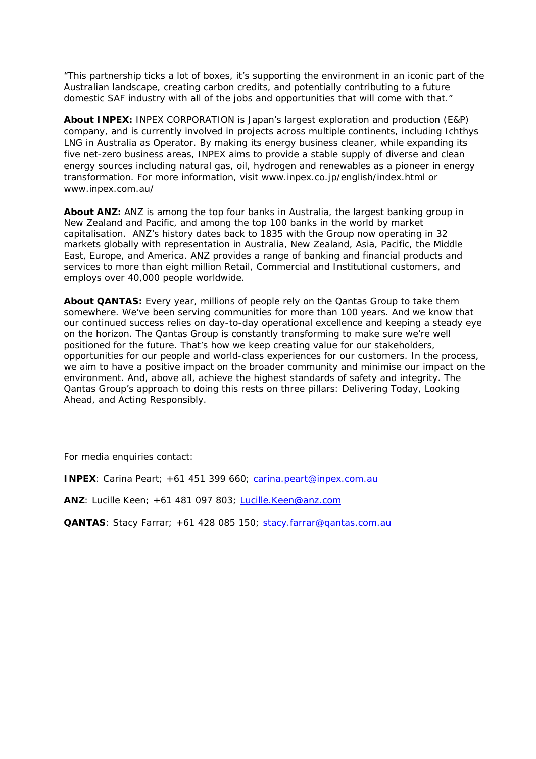"This partnership ticks a lot of boxes, it's supporting the environment in an iconic part of the Australian landscape, creating carbon credits, and potentially contributing to a future domestic SAF industry with all of the jobs and opportunities that will come with that."

**About INPEX:** INPEX CORPORATION is Japan's largest exploration and production (E&P) company, and is currently involved in projects across multiple continents, including Ichthys LNG in Australia as Operator. By making its energy business cleaner, while expanding its five net-zero business areas, INPEX aims to provide a stable supply of diverse and clean energy sources including natural gas, oil, hydrogen and renewables as a pioneer in energy transformation. For more information, visit www.inpex.co.jp/english/index.html or www.inpex.com.au/

**About ANZ:** ANZ is among the top four banks in Australia, the largest banking group in New Zealand and Pacific, and among the top 100 banks in the world by market capitalisation. ANZ's history dates back to 1835 with the Group now operating in 32 markets globally with representation in Australia, New Zealand, Asia, Pacific, the Middle East, Europe, and America. ANZ provides a range of banking and financial products and services to more than eight million Retail, Commercial and Institutional customers, and employs over 40,000 people worldwide.

**About QANTAS:** Every year, millions of people rely on the Qantas Group to take them somewhere. We've been serving communities for more than 100 years. And we know that our continued success relies on day-to-day operational excellence and keeping a steady eye on the horizon. The Qantas Group is constantly transforming to make sure we're well positioned for the future. That's how we keep creating value for our stakeholders, opportunities for our people and world-class experiences for our customers. In the process, we aim to have a positive impact on the broader community and minimise our impact on the environment. And, above all, achieve the highest standards of safety and integrity. The Qantas Group's approach to doing this rests on three pillars: Delivering Today, Looking Ahead, and Acting Responsibly.

For media enquiries contact:

**INPEX**: Carina Peart; +61 451 399 660; carina.peart@inpex.com.au

**ANZ**: Lucille Keen; +61 481 097 803; Lucille.Keen@anz.com

**QANTAS**: Stacy Farrar; +61 428 085 150; stacy.farrar@qantas.com.au